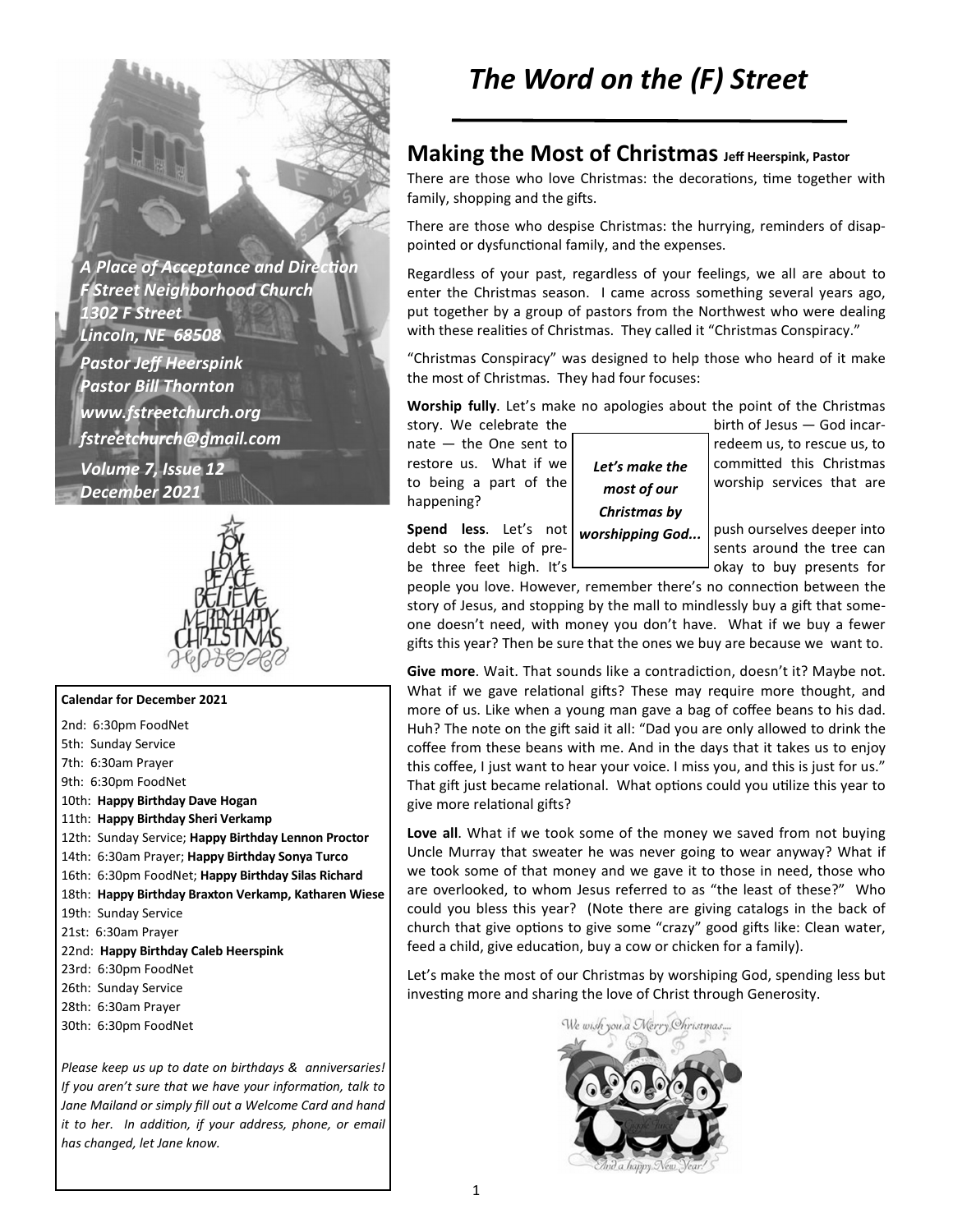# The Word on the (F) Street

*A Place of Acceptance and Direction*
*F Street Neighborhood Church*
*1302 F Street*
*Lincoln, NE 68508*
*Pastor Jeff Heerspink*
*Pastor Bill Thornton*
*www.fstreetchurch.org*
*fstreetchurch@gmail.com*
*Volume 7, Issue 12*
*December 2021*

**Calendar for December 2021**

2nd: 6:30pm FoodNet
5th: Sunday Service
7th: 6:30am Prayer
9th: 6:30pm FoodNet
10th: **Happy Birthday Dave Hogan**
11th: **Happy Birthday Sheri Verkamp**
12th: Sunday Service; **Happy Birthday Lennon Proctor**
14th: 6:30am Prayer; **Happy Birthday Sonya Turco**
16th: 6:30pm FoodNet; **Happy Birthday Silas Richard**
18th: **Happy Birthday Braxton Verkamp, Katharen Wiese**
19th: Sunday Service
21st: 6:30am Prayer
22nd: **Happy Birthday Caleb Heerspink**
23rd: 6:30pm FoodNet
26th: Sunday Service
28th: 6:30am Prayer
30th: 6:30pm FoodNet

*Please keep us up to date on birthdays & anniversaries! If you aren't sure that we have your information, talk to Jane Mailand or simply fill out a Welcome Card and hand it to her. In addition, if your address, phone, or email has changed, let Jane know.*

## Making the Most of Christmas Jeff Heerspink, Pastor

There are those who love Christmas: the decorations, time together with family, shopping and the gifts.

There are those who despise Christmas: the hurrying, reminders of disappointed or dysfunctional family, and the expenses.

Regardless of your past, regardless of your feelings, we all are about to enter the Christmas season. I came across something several years ago, put together by a group of pastors from the Northwest who were dealing with these realities of Christmas. They called it "Christmas Conspiracy."

"Christmas Conspiracy" was designed to help those who heard of it make the most of Christmas. They had four focuses:

**Worship fully**. Let's make no apologies about the point of the Christmas story. We celebrate the birth of Jesus — God incarnate — the One sent to redeem us, to rescue us, to restore us. What if we committed this Christmas to being a part of the worship services that are happening?

> ***Let's make the most of our Christmas by worshipping God...***

**Spend less**. Let's not push ourselves deeper into debt so the pile of presents around the tree can be three feet high. It's okay to buy presents for people you love. However, remember there's no connection between the story of Jesus, and stopping by the mall to mindlessly buy a gift that someone doesn't need, with money you don't have. What if we buy a fewer gifts this year? Then be sure that the ones we buy are because we want to.

**Give more**. Wait. That sounds like a contradiction, doesn't it? Maybe not. What if we gave relational gifts? These may require more thought, and more of us. Like when a young man gave a bag of coffee beans to his dad. Huh? The note on the gift said it all: "Dad you are only allowed to drink the coffee from these beans with me. And in the days that it takes us to enjoy this coffee, I just want to hear your voice. I miss you, and this is just for us." That gift just became relational. What options could you utilize this year to give more relational gifts?

**Love all**. What if we took some of the money we saved from not buying Uncle Murray that sweater he was never going to wear anyway? What if we took some of that money and we gave it to those in need, those who are overlooked, to whom Jesus referred to as "the least of these?" Who could you bless this year? (Note there are giving catalogs in the back of church that give options to give some "crazy" good gifts like: Clean water, feed a child, give education, buy a cow or chicken for a family).

Let's make the most of our Christmas by worshiping God, spending less but investing more and sharing the love of Christ through Generosity.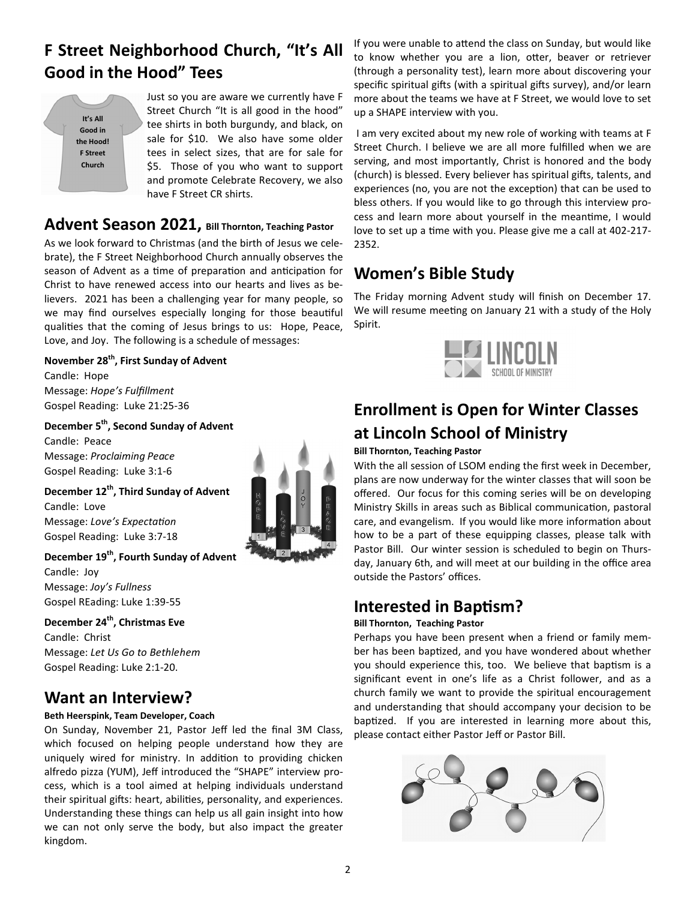## F Street Neighborhood Church, "It's All Good in the Hood" Tees

Just so you are aware we currently have F Street Church "It is all good in the hood" tee shirts in both burgundy, and black, on sale for $10. We also have some older tees in select sizes, that are for sale for $5. Those of you who want to support and promote Celebrate Recovery, we also have F Street CR shirts.

## Advent Season 2021, Bill Thornton, Teaching Pastor

As we look forward to Christmas (and the birth of Jesus we celebrate), the F Street Neighborhood Church annually observes the season of Advent as a time of preparation and anticipation for Christ to have renewed access into our hearts and lives as believers. 2021 has been a challenging year for many people, so we may find ourselves especially longing for those beautiful qualities that the coming of Jesus brings to us: Hope, Peace, Love, and Joy. The following is a schedule of messages:

**November 28th, First Sunday of Advent**
Candle: Hope
Message: *Hope's Fulfillment*
Gospel Reading: Luke 21:25-36

**December 5th, Second Sunday of Advent**
Candle: Peace
Message: *Proclaiming Peace*
Gospel Reading: Luke 3:1-6

**December 12th, Third Sunday of Advent**
Candle: Love
Message: *Love's Expectation*
Gospel Reading: Luke 3:7-18

**December 19th, Fourth Sunday of Advent**
Candle: Joy
Message: *Joy's Fullness*
Gospel REading: Luke 1:39-55

**December 24th, Christmas Eve**
Candle: Christ
Message: *Let Us Go to Bethlehem*
Gospel Reading: Luke 2:1-20.

## Want an Interview?

**Beth Heerspink, Team Developer, Coach**

On Sunday, November 21, Pastor Jeff led the final 3M Class, which focused on helping people understand how they are uniquely wired for ministry. In addition to providing chicken alfredo pizza (YUM), Jeff introduced the "SHAPE" interview process, which is a tool aimed at helping individuals understand their spiritual gifts: heart, abilities, personality, and experiences. Understanding these things can help us all gain insight into how we can not only serve the body, but also impact the greater kingdom.

If you were unable to attend the class on Sunday, but would like to know whether you are a lion, otter, beaver or retriever (through a personality test), learn more about discovering your specific spiritual gifts (with a spiritual gifts survey), and/or learn more about the teams we have at F Street, we would love to set up a SHAPE interview with you.

I am very excited about my new role of working with teams at F Street Church. I believe we are all more fulfilled when we are serving, and most importantly, Christ is honored and the body (church) is blessed. Every believer has spiritual gifts, talents, and experiences (no, you are not the exception) that can be used to bless others. If you would like to go through this interview process and learn more about yourself in the meantime, I would love to set up a time with you. Please give me a call at 402-217-2352.

## Women's Bible Study

The Friday morning Advent study will finish on December 17. We will resume meeting on January 21 with a study of the Holy Spirit.

## Enrollment is Open for Winter Classes at Lincoln School of Ministry

**Bill Thornton, Teaching Pastor**

With the all session of LSOM ending the first week in December, plans are now underway for the winter classes that will soon be offered. Our focus for this coming series will be on developing Ministry Skills in areas such as Biblical communication, pastoral care, and evangelism. If you would like more information about how to be a part of these equipping classes, please talk with Pastor Bill. Our winter session is scheduled to begin on Thursday, January 6th, and will meet at our building in the office area outside the Pastors' offices.

## Interested in Baptism?

**Bill Thornton, Teaching Pastor**

Perhaps you have been present when a friend or family member has been baptized, and you have wondered about whether you should experience this, too. We believe that baptism is a significant event in one's life as a Christ follower, and as a church family we want to provide the spiritual encouragement and understanding that should accompany your decision to be baptized. If you are interested in learning more about this, please contact either Pastor Jeff or Pastor Bill.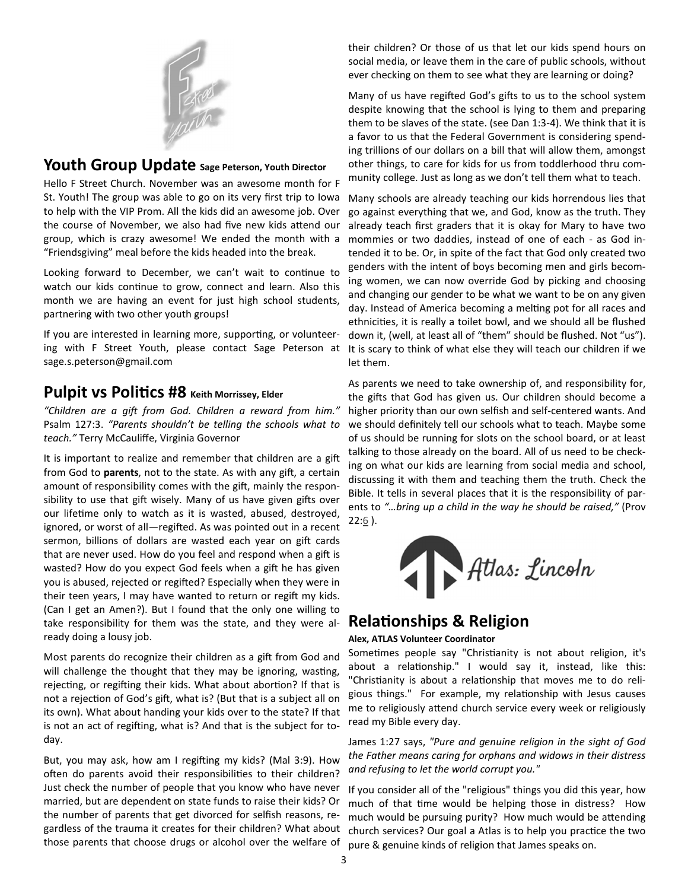## Youth Group Update Sage Peterson, Youth Director

Hello F Street Church. November was an awesome month for F St. Youth! The group was able to go on its very first trip to Iowa to help with the VIP Prom. All the kids did an awesome job. Over the course of November, we also had five new kids attend our group, which is crazy awesome! We ended the month with a "Friendsgiving" meal before the kids headed into the break.

Looking forward to December, we can't wait to continue to watch our kids continue to grow, connect and learn. Also this month we are having an event for just high school students, partnering with two other youth groups!

If you are interested in learning more, supporting, or volunteering with F Street Youth, please contact Sage Peterson at sage.s.peterson@gmail.com

## Pulpit vs Politics #8 Keith Morrissey, Elder

*"Children are a gift from God. Children a reward from him."* Psalm 127:3. *"Parents shouldn't be telling the schools what to teach."* Terry McCauliffe, Virginia Governor

It is important to realize and remember that children are a gift from God to **parents**, not to the state. As with any gift, a certain amount of responsibility comes with the gift, mainly the responsibility to use that gift wisely. Many of us have given gifts over our lifetime only to watch as it is wasted, abused, destroyed, ignored, or worst of all—regifted. As was pointed out in a recent sermon, billions of dollars are wasted each year on gift cards that are never used. How do you feel and respond when a gift is wasted? How do you expect God feels when a gift he has given you is abused, rejected or regifted? Especially when they were in their teen years, I may have wanted to return or regift my kids. (Can I get an Amen?). But I found that the only one willing to take responsibility for them was the state, and they were already doing a lousy job.

Most parents do recognize their children as a gift from God and will challenge the thought that they may be ignoring, wasting, rejecting, or regifting their kids. What about abortion? If that is not a rejection of God's gift, what is? (But that is a subject all on its own). What about handing your kids over to the state? If that is not an act of regifting, what is? And that is the subject for today.

But, you may ask, how am I regifting my kids? (Mal 3:9). How often do parents avoid their responsibilities to their children? Just check the number of people that you know who have never married, but are dependent on state funds to raise their kids? Or the number of parents that get divorced for selfish reasons, regardless of the trauma it creates for their children? What about those parents that choose drugs or alcohol over the welfare of their children? Or those of us that let our kids spend hours on social media, or leave them in the care of public schools, without ever checking on them to see what they are learning or doing?

Many of us have regifted God's gifts to us to the school system despite knowing that the school is lying to them and preparing them to be slaves of the state. (see Dan 1:3-4). We think that it is a favor to us that the Federal Government is considering spending trillions of our dollars on a bill that will allow them, amongst other things, to care for kids for us from toddlerhood thru community college. Just as long as we don't tell them what to teach.

Many schools are already teaching our kids horrendous lies that go against everything that we, and God, know as the truth. They already teach first graders that it is okay for Mary to have two mommies or two daddies, instead of one of each - as God intended it to be. Or, in spite of the fact that God only created two genders with the intent of boys becoming men and girls becoming women, we can now override God by picking and choosing and changing our gender to be what we want to be on any given day. Instead of America becoming a melting pot for all races and ethnicities, it is really a toilet bowl, and we should all be flushed down it, (well, at least all of "them" should be flushed. Not "us"). It is scary to think of what else they will teach our children if we let them.

As parents we need to take ownership of, and responsibility for, the gifts that God has given us. Our children should become a higher priority than our own selfish and self-centered wants. And we should definitely tell our schools what to teach. Maybe some of us should be running for slots on the school board, or at least talking to those already on the board. All of us need to be checking on what our kids are learning from social media and school, discussing it with them and teaching them the truth. Check the Bible. It tells in several places that it is the responsibility of parents to *"…bring up a child in the way he should be raised,"* (Prov 22:6 ).

Atlas: Lincoln

## Relationships & Religion

**Alex, ATLAS Volunteer Coordinator**

Sometimes people say "Christianity is not about religion, it's about a relationship." I would say it, instead, like this: "Christianity is about a relationship that moves me to do religious things." For example, my relationship with Jesus causes me to religiously attend church service every week or religiously read my Bible every day.

James 1:27 says, *"Pure and genuine religion in the sight of God the Father means caring for orphans and widows in their distress and refusing to let the world corrupt you."*

If you consider all of the "religious" things you did this year, how much of that time would be helping those in distress? How much would be pursuing purity? How much would be attending church services? Our goal a Atlas is to help you practice the two pure & genuine kinds of religion that James speaks on.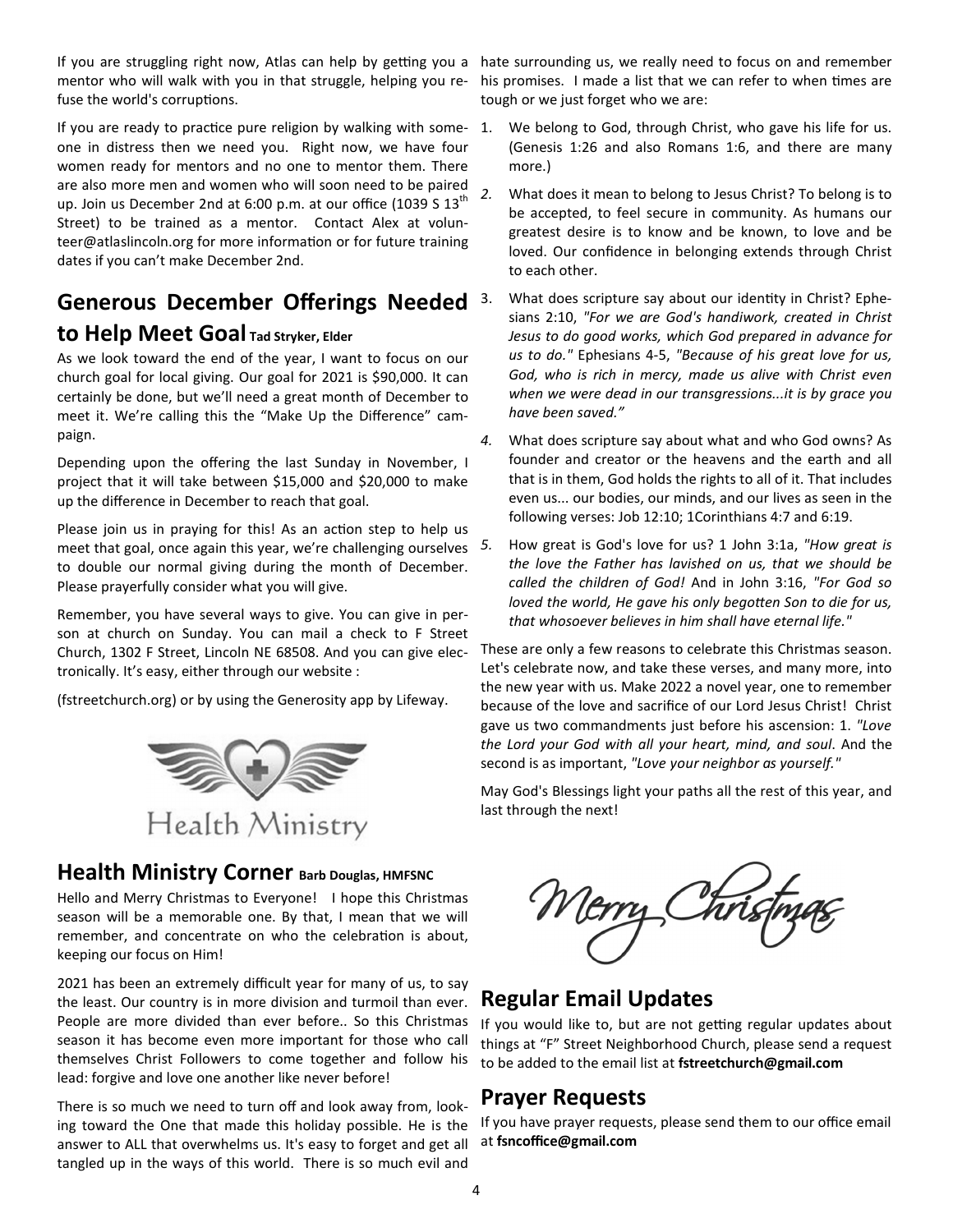If you are struggling right now, Atlas can help by getting you a mentor who will walk with you in that struggle, helping you refuse the world's corruptions.

If you are ready to practice pure religion by walking with someone in distress then we need you. Right now, we have four women ready for mentors and no one to mentor them. There are also more men and women who will soon need to be paired up. Join us December 2nd at 6:00 p.m. at our office (1039 S 13th Street) to be trained as a mentor. Contact Alex at volunteer@atlaslincoln.org for more information or for future training dates if you can't make December 2nd.

## Generous December Offerings Needed to Help Meet Goal **Tad Stryker, Elder**

As we look toward the end of the year, I want to focus on our church goal for local giving. Our goal for 2021 is $90,000. It can certainly be done, but we'll need a great month of December to meet it. We're calling this the "Make Up the Difference" campaign.

Depending upon the offering the last Sunday in November, I project that it will take between $15,000 and $20,000 to make up the difference in December to reach that goal.

Please join us in praying for this! As an action step to help us meet that goal, once again this year, we're challenging ourselves to double our normal giving during the month of December. Please prayerfully consider what you will give.

Remember, you have several ways to give. You can give in person at church on Sunday. You can mail a check to F Street Church, 1302 F Street, Lincoln NE 68508. And you can give electronically. It's easy, either through our website :

(fstreetchurch.org) or by using the Generosity app by Lifeway.

Health Ministry

## Health Ministry Corner **Barb Douglas, HMFSNC**

Hello and Merry Christmas to Everyone! I hope this Christmas season will be a memorable one. By that, I mean that we will remember, and concentrate on who the celebration is about, keeping our focus on Him!

2021 has been an extremely difficult year for many of us, to say the least. Our country is in more division and turmoil than ever. People are more divided than ever before.. So this Christmas season it has become even more important for those who call themselves Christ Followers to come together and follow his lead: forgive and love one another like never before!

There is so much we need to turn off and look away from, looking toward the One that made this holiday possible. He is the answer to ALL that overwhelms us. It's easy to forget and get all tangled up in the ways of this world. There is so much evil and hate surrounding us, we really need to focus on and remember his promises. I made a list that we can refer to when times are tough or we just forget who we are:

1. We belong to God, through Christ, who gave his life for us. (Genesis 1:26 and also Romans 1:6, and there are many more.)
2. What does it mean to belong to Jesus Christ? To belong is to be accepted, to feel secure in community. As humans our greatest desire is to know and be known, to love and be loved. Our confidence in belonging extends through Christ to each other.
3. What does scripture say about our identity in Christ? Ephesians 2:10, *"For we are God's handiwork, created in Christ Jesus to do good works, which God prepared in advance for us to do."* Ephesians 4-5, *"Because of his great love for us, God, who is rich in mercy, made us alive with Christ even when we were dead in our transgressions...it is by grace you have been saved."*
4. What does scripture say about what and who God owns? As founder and creator or the heavens and the earth and all that is in them, God holds the rights to all of it. That includes even us... our bodies, our minds, and our lives as seen in the following verses: Job 12:10; 1Corinthians 4:7 and 6:19.
5. How great is God's love for us? 1 John 3:1a, *"How great is the love the Father has lavished on us, that we should be called the children of God!* And in John 3:16, *"For God so loved the world, He gave his only begotten Son to die for us, that whosoever believes in him shall have eternal life."*

These are only a few reasons to celebrate this Christmas season. Let's celebrate now, and take these verses, and many more, into the new year with us. Make 2022 a novel year, one to remember because of the love and sacrifice of our Lord Jesus Christ! Christ gave us two commandments just before his ascension: 1. *"Love the Lord your God with all your heart, mind, and soul.* And the second is as important, *"Love your neighbor as yourself."*

May God's Blessings light your paths all the rest of this year, and last through the next!

Merry Christmas

## Regular Email Updates

If you would like to, but are not getting regular updates about things at "F" Street Neighborhood Church, please send a request to be added to the email list at **fstreetchurch@gmail.com**

## Prayer Requests

If you have prayer requests, please send them to our office email at **fsncoffice@gmail.com**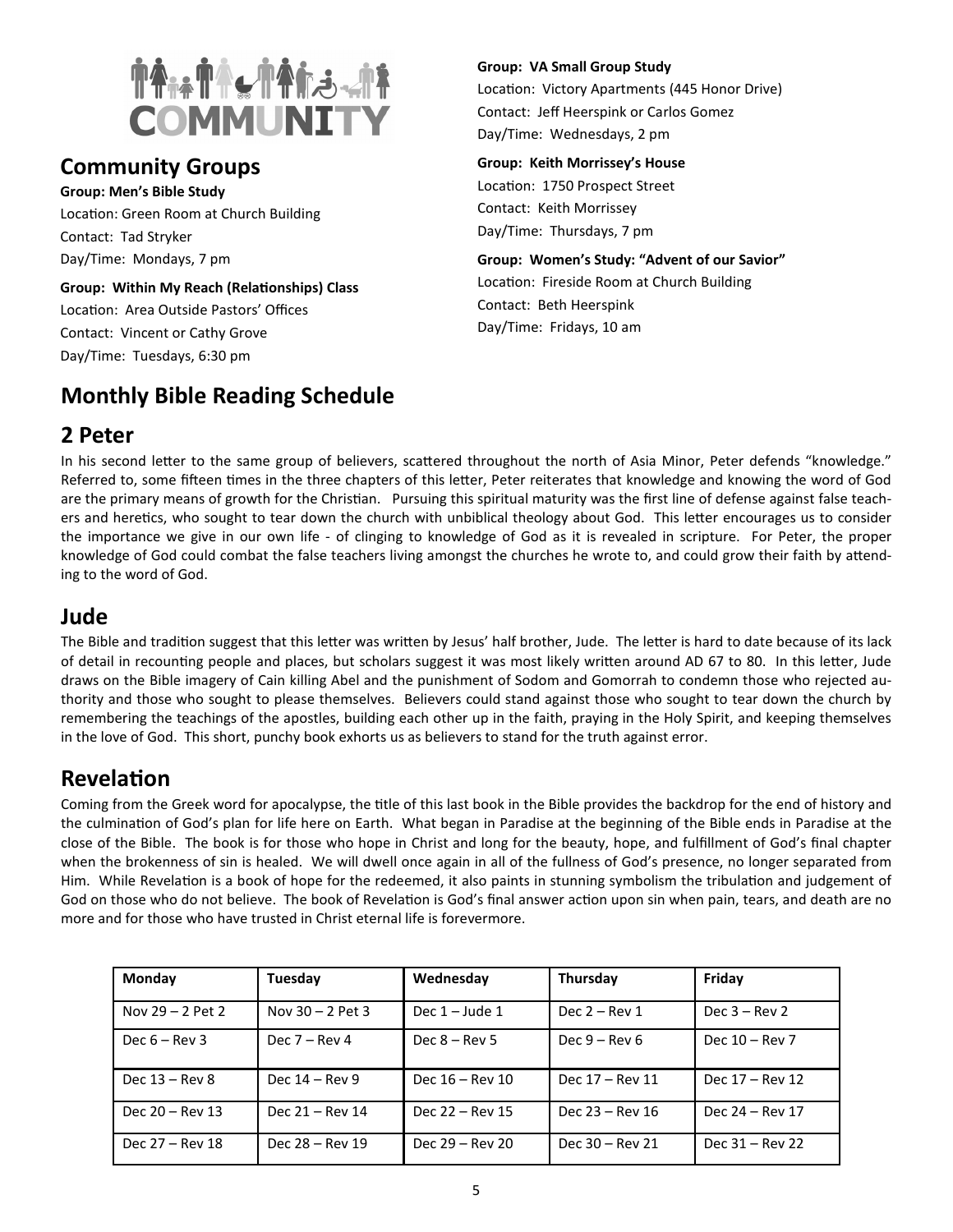COMMUNITY

## Community Groups

**Group: Men's Bible Study**
Location: Green Room at Church Building
Contact: Tad Stryker
Day/Time: Mondays, 7 pm

**Group: Within My Reach (Relationships) Class**
Location: Area Outside Pastors' Offices
Contact: Vincent or Cathy Grove
Day/Time: Tuesdays, 6:30 pm

**Group: VA Small Group Study**
Location: Victory Apartments (445 Honor Drive)
Contact: Jeff Heerspink or Carlos Gomez
Day/Time: Wednesdays, 2 pm

**Group: Keith Morrissey's House**
Location: 1750 Prospect Street
Contact: Keith Morrissey
Day/Time: Thursdays, 7 pm

**Group: Women's Study: "Advent of our Savior"**
Location: Fireside Room at Church Building
Contact: Beth Heerspink
Day/Time: Fridays, 10 am

## Monthly Bible Reading Schedule

## 2 Peter

In his second letter to the same group of believers, scattered throughout the north of Asia Minor, Peter defends "knowledge." Referred to, some fifteen times in the three chapters of this letter, Peter reiterates that knowledge and knowing the word of God are the primary means of growth for the Christian. Pursuing this spiritual maturity was the first line of defense against false teachers and heretics, who sought to tear down the church with unbiblical theology about God. This letter encourages us to consider the importance we give in our own life - of clinging to knowledge of God as it is revealed in scripture. For Peter, the proper knowledge of God could combat the false teachers living amongst the churches he wrote to, and could grow their faith by attending to the word of God.

## Jude

The Bible and tradition suggest that this letter was written by Jesus' half brother, Jude. The letter is hard to date because of its lack of detail in recounting people and places, but scholars suggest it was most likely written around AD 67 to 80. In this letter, Jude draws on the Bible imagery of Cain killing Abel and the punishment of Sodom and Gomorrah to condemn those who rejected authority and those who sought to please themselves. Believers could stand against those who sought to tear down the church by remembering the teachings of the apostles, building each other up in the faith, praying in the Holy Spirit, and keeping themselves in the love of God. This short, punchy book exhorts us as believers to stand for the truth against error.

## Revelation

Coming from the Greek word for apocalypse, the title of this last book in the Bible provides the backdrop for the end of history and the culmination of God's plan for life here on Earth. What began in Paradise at the beginning of the Bible ends in Paradise at the close of the Bible. The book is for those who hope in Christ and long for the beauty, hope, and fulfillment of God's final chapter when the brokenness of sin is healed. We will dwell once again in all of the fullness of God's presence, no longer separated from Him. While Revelation is a book of hope for the redeemed, it also paints in stunning symbolism the tribulation and judgement of God on those who do not believe. The book of Revelation is God's final answer action upon sin when pain, tears, and death are no more and for those who have trusted in Christ eternal life is forevermore.

| Monday | Tuesday | Wednesday | Thursday | Friday |
|---|---|---|---|---|
| Nov 29 – 2 Pet 2 | Nov 30 – 2 Pet 3 | Dec 1 – Jude 1 | Dec 2 – Rev 1 | Dec 3 – Rev 2 |
| Dec 6 – Rev 3 | Dec 7 – Rev 4 | Dec 8 – Rev 5 | Dec 9 – Rev 6 | Dec 10 – Rev 7 |
| Dec 13 – Rev 8 | Dec 14 – Rev 9 | Dec 16 – Rev 10 | Dec 17 – Rev 11 | Dec 17 – Rev 12 |
| Dec 20 – Rev 13 | Dec 21 – Rev 14 | Dec 22 – Rev 15 | Dec 23 – Rev 16 | Dec 24 – Rev 17 |
| Dec 27 – Rev 18 | Dec 28 – Rev 19 | Dec 29 – Rev 20 | Dec 30 – Rev 21 | Dec 31 – Rev 22 |